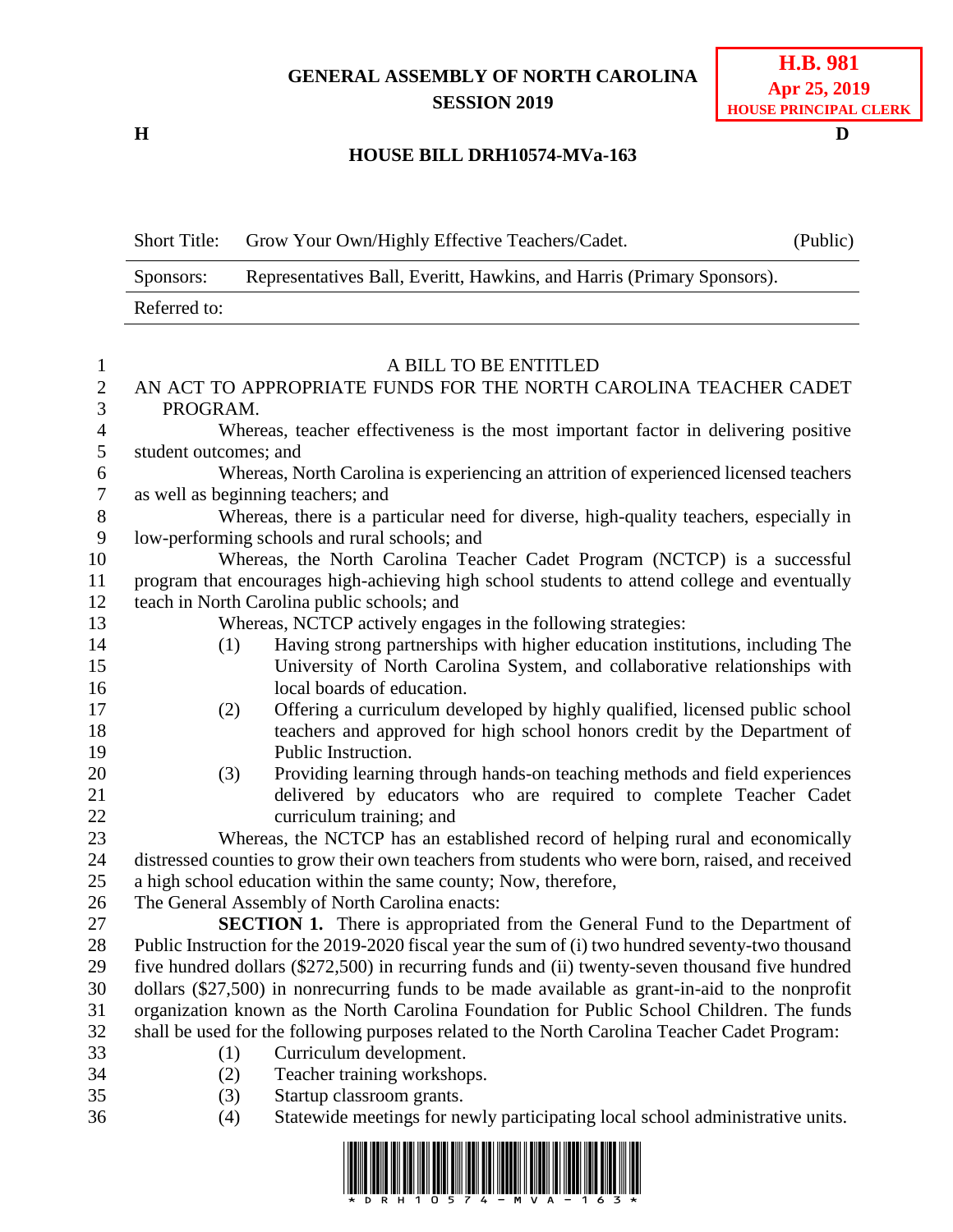GENERAL ASSEMBLY OF NORTH CAROLINA
SESSION 2019

**H.B. 981**
**Apr 25, 2019**
**HOUSE PRINCIPAL CLERK**

**H** **D**

## HOUSE BILL DRH10574-MVa-163

| Short Title: | Grow Your Own/Highly Effective Teachers/Cadet. | (Public) |
|---|---|---|
| Sponsors: | Representatives Ball, Everitt, Hawkins, and Harris (Primary Sponsors). | |
| Referred to: | | |

A BILL TO BE ENTITLED

AN ACT TO APPROPRIATE FUNDS FOR THE NORTH CAROLINA TEACHER CADET PROGRAM.

Whereas, teacher effectiveness is the most important factor in delivering positive student outcomes; and

Whereas, North Carolina is experiencing an attrition of experienced licensed teachers as well as beginning teachers; and

Whereas, there is a particular need for diverse, high-quality teachers, especially in low-performing schools and rural schools; and

Whereas, the North Carolina Teacher Cadet Program (NCTCP) is a successful program that encourages high-achieving high school students to attend college and eventually teach in North Carolina public schools; and

Whereas, NCTCP actively engages in the following strategies:

(1) Having strong partnerships with higher education institutions, including The University of North Carolina System, and collaborative relationships with local boards of education.

(2) Offering a curriculum developed by highly qualified, licensed public school teachers and approved for high school honors credit by the Department of Public Instruction.

(3) Providing learning through hands-on teaching methods and field experiences delivered by educators who are required to complete Teacher Cadet curriculum training; and

Whereas, the NCTCP has an established record of helping rural and economically distressed counties to grow their own teachers from students who were born, raised, and received a high school education within the same county; Now, therefore,

The General Assembly of North Carolina enacts:

**SECTION 1.** There is appropriated from the General Fund to the Department of Public Instruction for the 2019-2020 fiscal year the sum of (i) two hundred seventy-two thousand five hundred dollars ($272,500) in recurring funds and (ii) twenty-seven thousand five hundred dollars ($27,500) in nonrecurring funds to be made available as grant-in-aid to the nonprofit organization known as the North Carolina Foundation for Public School Children. The funds shall be used for the following purposes related to the North Carolina Teacher Cadet Program:

(1) Curriculum development.

(2) Teacher training workshops.

(3) Startup classroom grants.

(4) Statewide meetings for newly participating local school administrative units.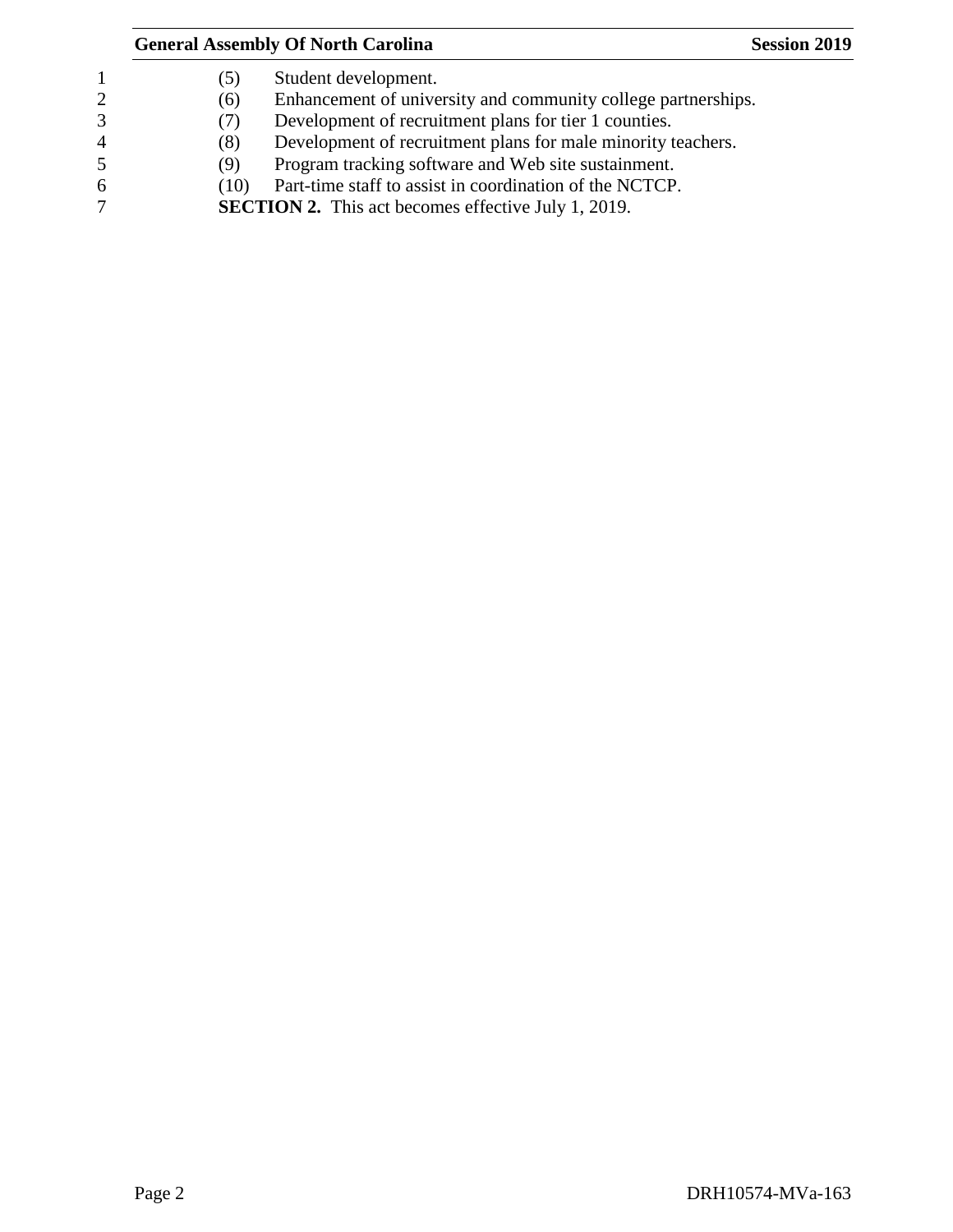(5) Student development.

(6) Enhancement of university and community college partnerships.

(7) Development of recruitment plans for tier 1 counties.

(8) Development of recruitment plans for male minority teachers.

(9) Program tracking software and Web site sustainment.

(10) Part-time staff to assist in coordination of the NCTCP.

**SECTION 2.** This act becomes effective July 1, 2019.